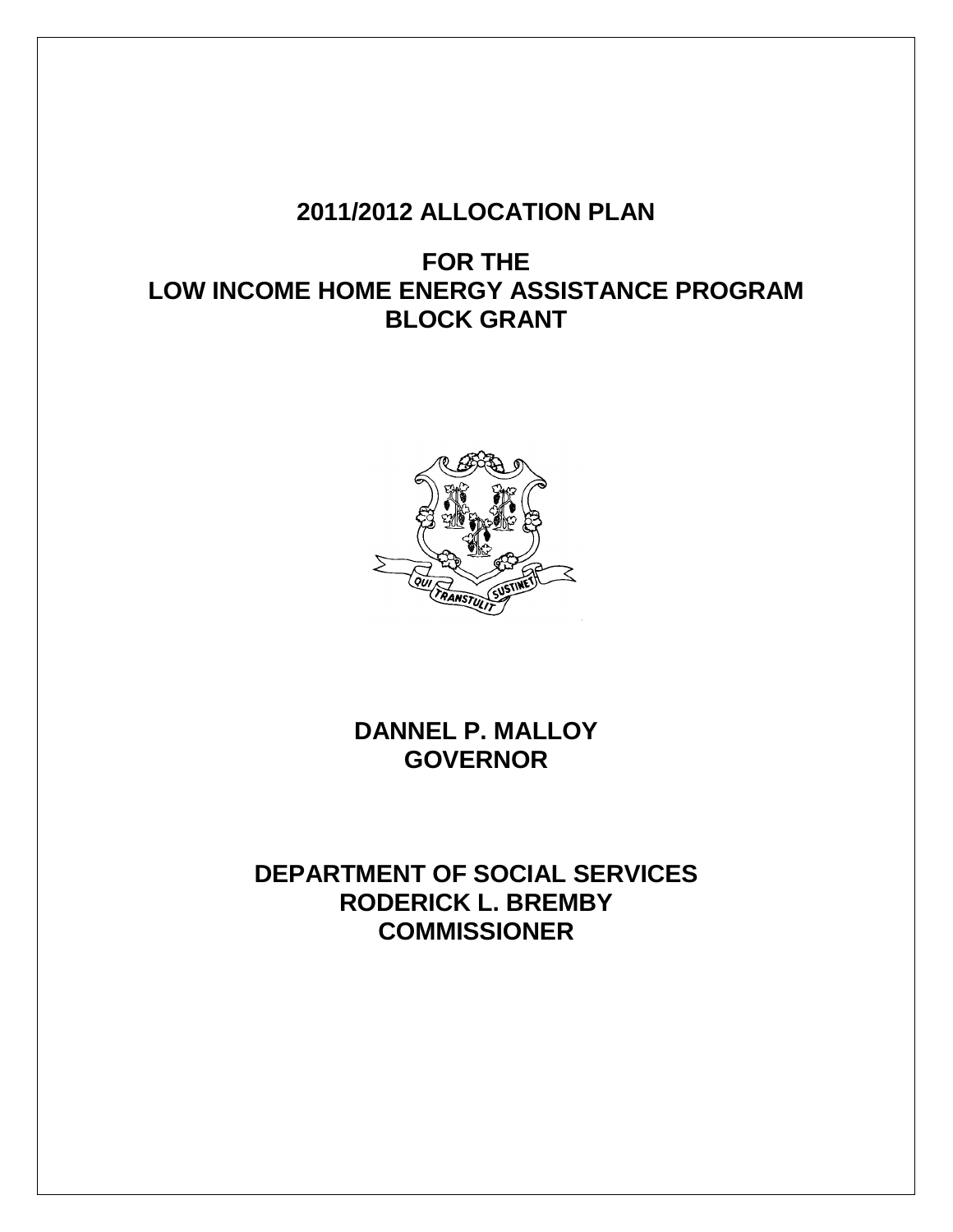# 2011/2012 ALLOCATION PLAN

# FOR THE
# LOW INCOME HOME ENERGY ASSISTANCE PROGRAM
# BLOCK GRANT

**DANNEL P. MALLOY**
**GOVERNOR**

**DEPARTMENT OF SOCIAL SERVICES**
**RODERICK L. BREMBY**
**COMMISSIONER**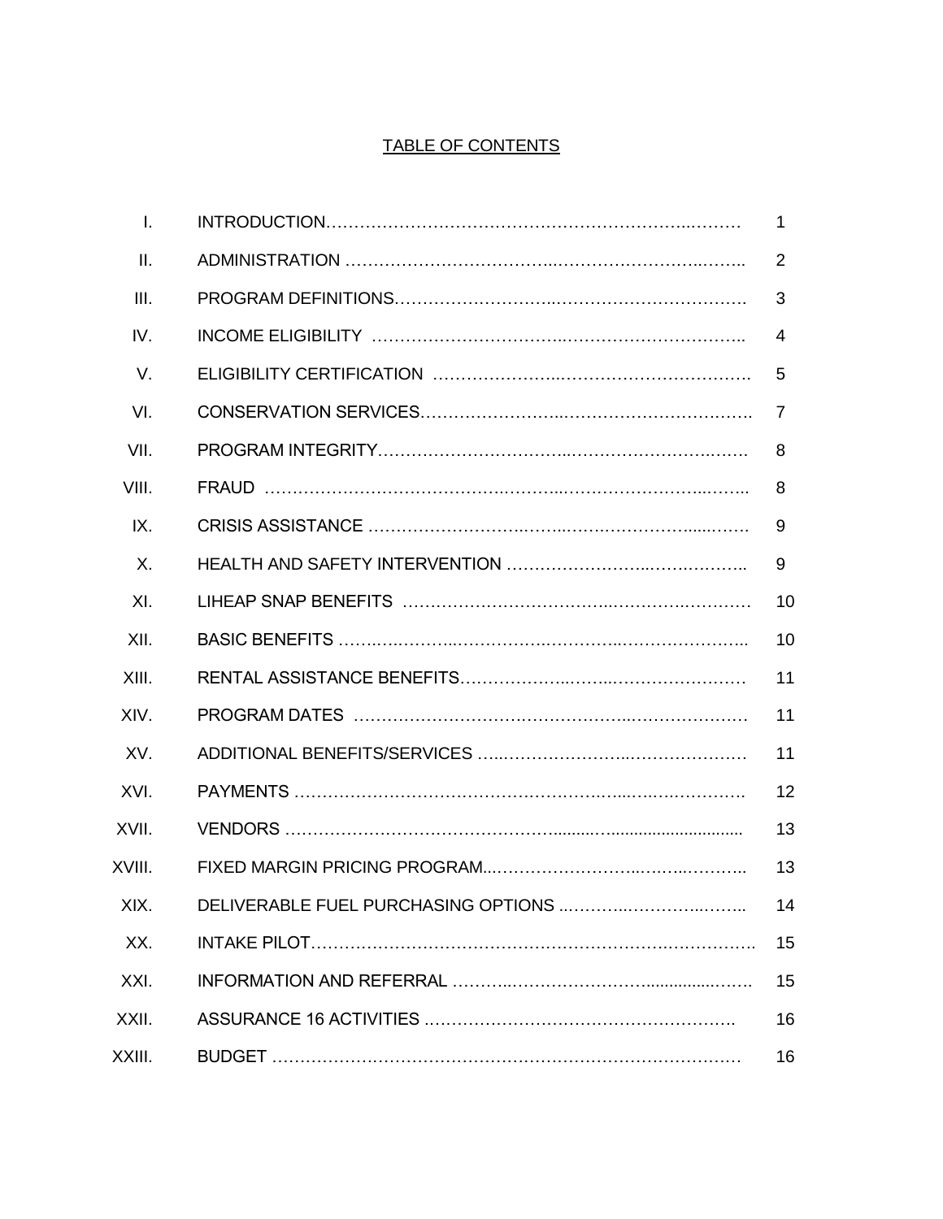# TABLE OF CONTENTS

| | | |
|---|---|---|
| I. | INTRODUCTION | 1 |
| II. | ADMINISTRATION | 2 |
| III. | PROGRAM DEFINITIONS | 3 |
| IV. | INCOME ELIGIBILITY | 4 |
| V. | ELIGIBILITY CERTIFICATION | 5 |
| VI. | CONSERVATION SERVICES | 7 |
| VII. | PROGRAM INTEGRITY | 8 |
| VIII. | FRAUD | 8 |
| IX. | CRISIS ASSISTANCE | 9 |
| X. | HEALTH AND SAFETY INTERVENTION | 9 |
| XI. | LIHEAP SNAP BENEFITS | 10 |
| XII. | BASIC BENEFITS | 10 |
| XIII. | RENTAL ASSISTANCE BENEFITS | 11 |
| XIV. | PROGRAM DATES | 11 |
| XV. | ADDITIONAL BENEFITS/SERVICES | 11 |
| XVI. | PAYMENTS | 12 |
| XVII. | VENDORS | 13 |
| XVIII. | FIXED MARGIN PRICING PROGRAM | 13 |
| XIX. | DELIVERABLE FUEL PURCHASING OPTIONS | 14 |
| XX. | INTAKE PILOT | 15 |
| XXI. | INFORMATION AND REFERRAL | 15 |
| XXII. | ASSURANCE 16 ACTIVITIES | 16 |
| XXIII. | BUDGET | 16 |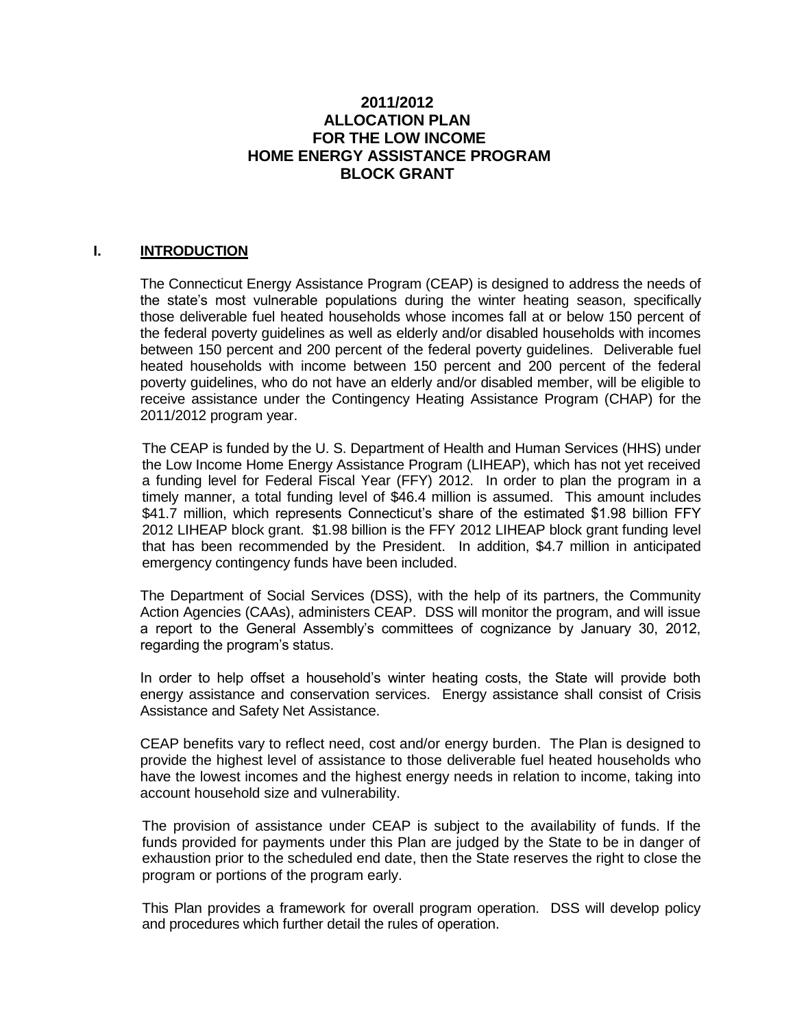# 2011/2012 ALLOCATION PLAN FOR THE LOW INCOME HOME ENERGY ASSISTANCE PROGRAM BLOCK GRANT

## I. INTRODUCTION

The Connecticut Energy Assistance Program (CEAP) is designed to address the needs of the state's most vulnerable populations during the winter heating season, specifically those deliverable fuel heated households whose incomes fall at or below 150 percent of the federal poverty guidelines as well as elderly and/or disabled households with incomes between 150 percent and 200 percent of the federal poverty guidelines. Deliverable fuel heated households with income between 150 percent and 200 percent of the federal poverty guidelines, who do not have an elderly and/or disabled member, will be eligible to receive assistance under the Contingency Heating Assistance Program (CHAP) for the 2011/2012 program year.

The CEAP is funded by the U. S. Department of Health and Human Services (HHS) under the Low Income Home Energy Assistance Program (LIHEAP), which has not yet received a funding level for Federal Fiscal Year (FFY) 2012. In order to plan the program in a timely manner, a total funding level of $46.4 million is assumed. This amount includes $41.7 million, which represents Connecticut's share of the estimated $1.98 billion FFY 2012 LIHEAP block grant. $1.98 billion is the FFY 2012 LIHEAP block grant funding level that has been recommended by the President. In addition, $4.7 million in anticipated emergency contingency funds have been included.

The Department of Social Services (DSS), with the help of its partners, the Community Action Agencies (CAAs), administers CEAP. DSS will monitor the program, and will issue a report to the General Assembly's committees of cognizance by January 30, 2012, regarding the program's status.

In order to help offset a household's winter heating costs, the State will provide both energy assistance and conservation services. Energy assistance shall consist of Crisis Assistance and Safety Net Assistance.

CEAP benefits vary to reflect need, cost and/or energy burden. The Plan is designed to provide the highest level of assistance to those deliverable fuel heated households who have the lowest incomes and the highest energy needs in relation to income, taking into account household size and vulnerability.

The provision of assistance under CEAP is subject to the availability of funds. If the funds provided for payments under this Plan are judged by the State to be in danger of exhaustion prior to the scheduled end date, then the State reserves the right to close the program or portions of the program early.

This Plan provides a framework for overall program operation. DSS will develop policy and procedures which further detail the rules of operation.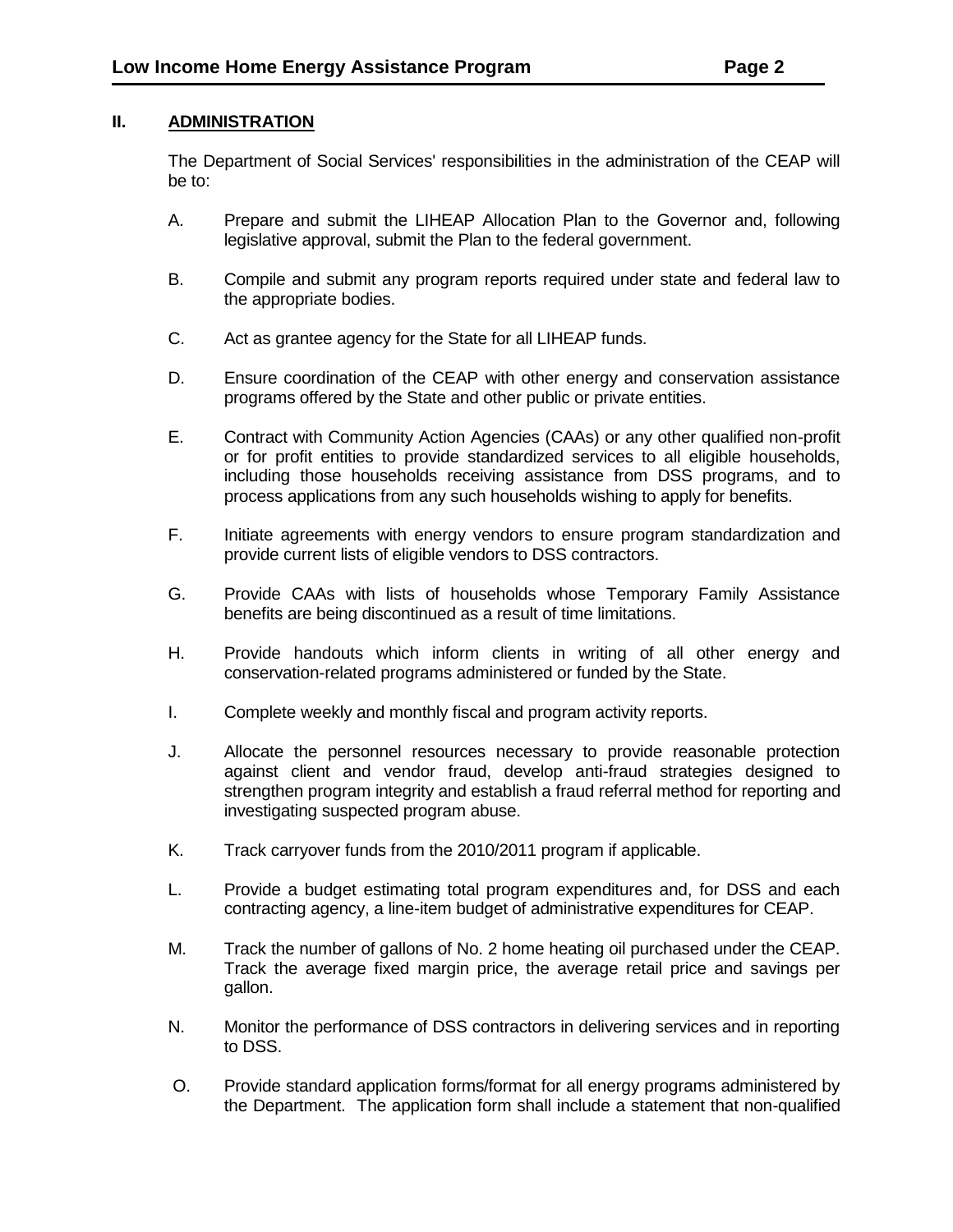## II. ADMINISTRATION

The Department of Social Services' responsibilities in the administration of the CEAP will be to:

A. Prepare and submit the LIHEAP Allocation Plan to the Governor and, following legislative approval, submit the Plan to the federal government.

B. Compile and submit any program reports required under state and federal law to the appropriate bodies.

C. Act as grantee agency for the State for all LIHEAP funds.

D. Ensure coordination of the CEAP with other energy and conservation assistance programs offered by the State and other public or private entities.

E. Contract with Community Action Agencies (CAAs) or any other qualified non-profit or for profit entities to provide standardized services to all eligible households, including those households receiving assistance from DSS programs, and to process applications from any such households wishing to apply for benefits.

F. Initiate agreements with energy vendors to ensure program standardization and provide current lists of eligible vendors to DSS contractors.

G. Provide CAAs with lists of households whose Temporary Family Assistance benefits are being discontinued as a result of time limitations.

H. Provide handouts which inform clients in writing of all other energy and conservation-related programs administered or funded by the State.

I. Complete weekly and monthly fiscal and program activity reports.

J. Allocate the personnel resources necessary to provide reasonable protection against client and vendor fraud, develop anti-fraud strategies designed to strengthen program integrity and establish a fraud referral method for reporting and investigating suspected program abuse.

K. Track carryover funds from the 2010/2011 program if applicable.

L. Provide a budget estimating total program expenditures and, for DSS and each contracting agency, a line-item budget of administrative expenditures for CEAP.

M. Track the number of gallons of No. 2 home heating oil purchased under the CEAP. Track the average fixed margin price, the average retail price and savings per gallon.

N. Monitor the performance of DSS contractors in delivering services and in reporting to DSS.

O. Provide standard application forms/format for all energy programs administered by the Department. The application form shall include a statement that non-qualified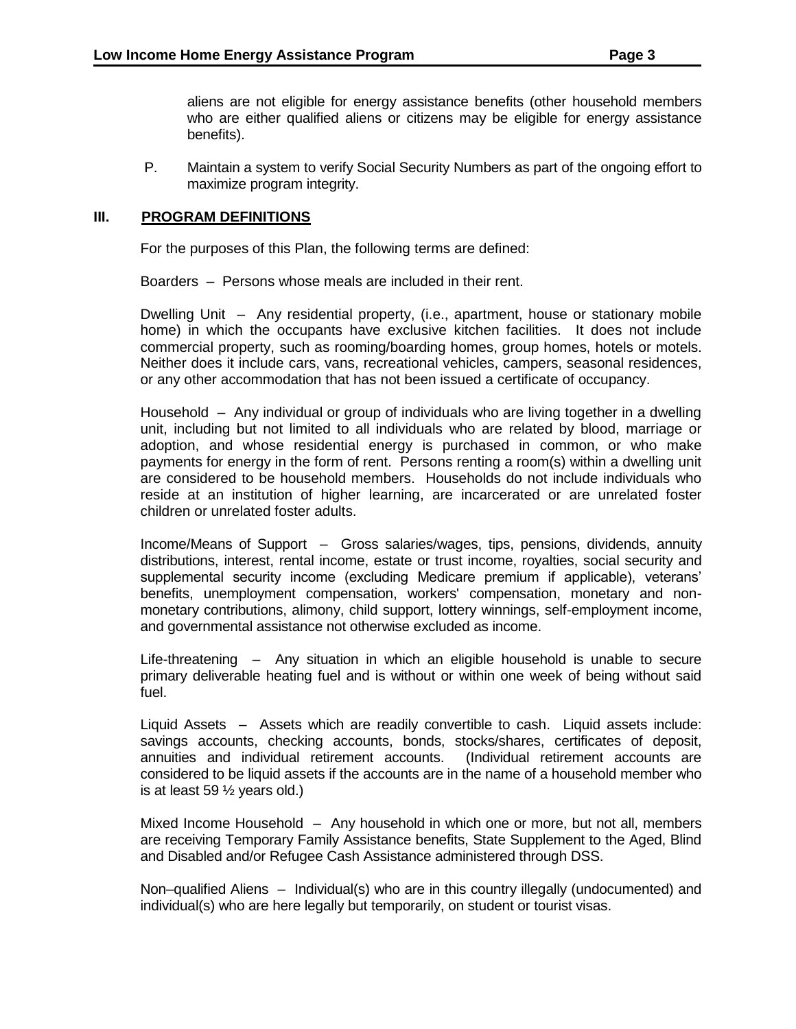aliens are not eligible for energy assistance benefits (other household members who are either qualified aliens or citizens may be eligible for energy assistance benefits).

P. Maintain a system to verify Social Security Numbers as part of the ongoing effort to maximize program integrity.

## III. PROGRAM DEFINITIONS

For the purposes of this Plan, the following terms are defined:

Boarders – Persons whose meals are included in their rent.

Dwelling Unit – Any residential property, (i.e., apartment, house or stationary mobile home) in which the occupants have exclusive kitchen facilities. It does not include commercial property, such as rooming/boarding homes, group homes, hotels or motels. Neither does it include cars, vans, recreational vehicles, campers, seasonal residences, or any other accommodation that has not been issued a certificate of occupancy.

Household – Any individual or group of individuals who are living together in a dwelling unit, including but not limited to all individuals who are related by blood, marriage or adoption, and whose residential energy is purchased in common, or who make payments for energy in the form of rent. Persons renting a room(s) within a dwelling unit are considered to be household members. Households do not include individuals who reside at an institution of higher learning, are incarcerated or are unrelated foster children or unrelated foster adults.

Income/Means of Support – Gross salaries/wages, tips, pensions, dividends, annuity distributions, interest, rental income, estate or trust income, royalties, social security and supplemental security income (excluding Medicare premium if applicable), veterans' benefits, unemployment compensation, workers' compensation, monetary and non-monetary contributions, alimony, child support, lottery winnings, self-employment income, and governmental assistance not otherwise excluded as income.

Life-threatening – Any situation in which an eligible household is unable to secure primary deliverable heating fuel and is without or within one week of being without said fuel.

Liquid Assets – Assets which are readily convertible to cash. Liquid assets include: savings accounts, checking accounts, bonds, stocks/shares, certificates of deposit, annuities and individual retirement accounts. (Individual retirement accounts are considered to be liquid assets if the accounts are in the name of a household member who is at least 59 ½ years old.)

Mixed Income Household – Any household in which one or more, but not all, members are receiving Temporary Family Assistance benefits, State Supplement to the Aged, Blind and Disabled and/or Refugee Cash Assistance administered through DSS.

Non–qualified Aliens – Individual(s) who are in this country illegally (undocumented) and individual(s) who are here legally but temporarily, on student or tourist visas.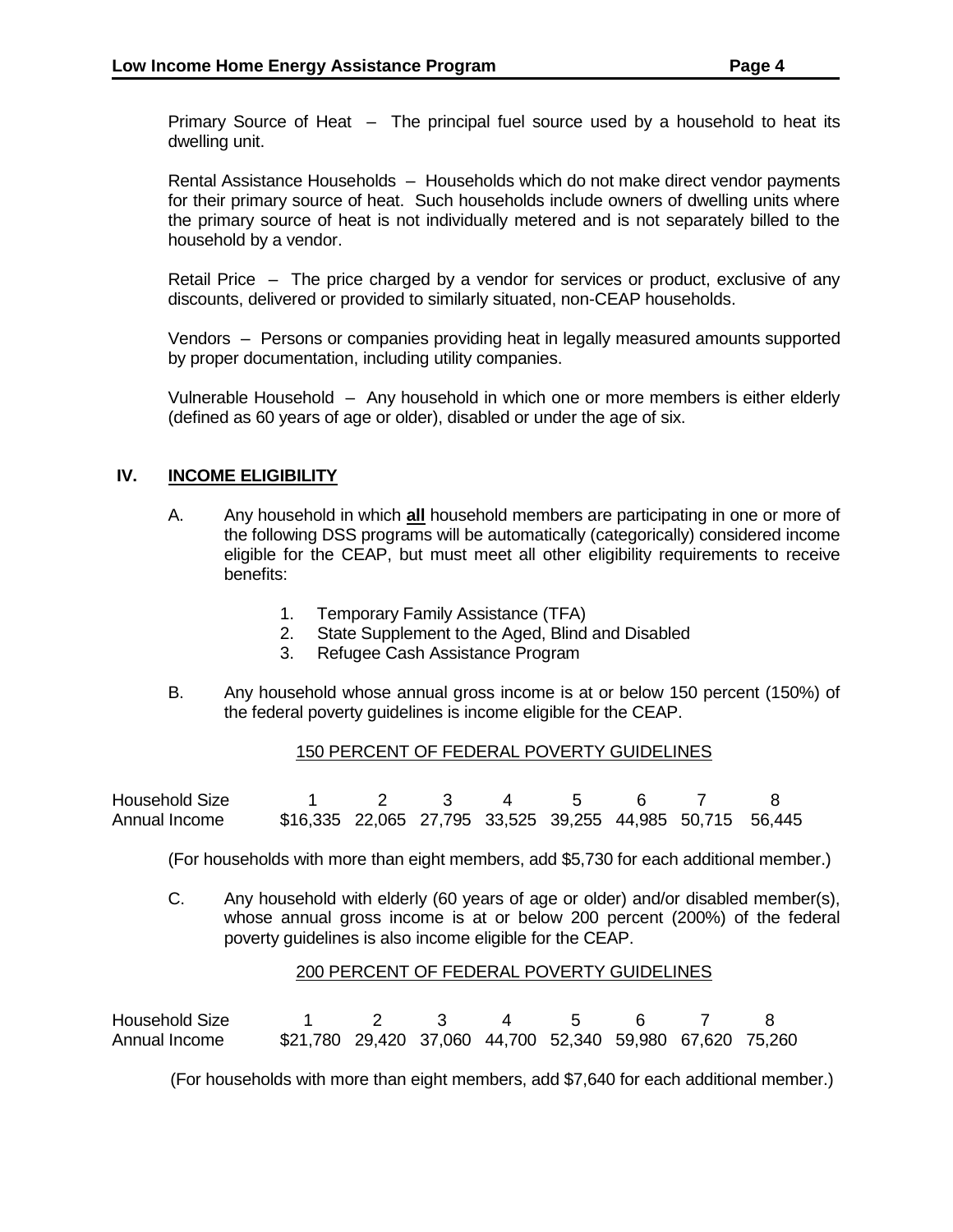Primary Source of Heat – The principal fuel source used by a household to heat its dwelling unit.

Rental Assistance Households – Households which do not make direct vendor payments for their primary source of heat. Such households include owners of dwelling units where the primary source of heat is not individually metered and is not separately billed to the household by a vendor.

Retail Price – The price charged by a vendor for services or product, exclusive of any discounts, delivered or provided to similarly situated, non-CEAP households.

Vendors – Persons or companies providing heat in legally measured amounts supported by proper documentation, including utility companies.

Vulnerable Household – Any household in which one or more members is either elderly (defined as 60 years of age or older), disabled or under the age of six.

## IV. INCOME ELIGIBILITY

A. Any household in which **all** household members are participating in one or more of the following DSS programs will be automatically (categorically) considered income eligible for the CEAP, but must meet all other eligibility requirements to receive benefits:

1. Temporary Family Assistance (TFA)
2. State Supplement to the Aged, Blind and Disabled
3. Refugee Cash Assistance Program

B. Any household whose annual gross income is at or below 150 percent (150%) of the federal poverty guidelines is income eligible for the CEAP.

150 PERCENT OF FEDERAL POVERTY GUIDELINES

| Household Size | 1 | 2 | 3 | 4 | 5 | 6 | 7 | 8 |
|---|---|---|---|---|---|---|---|---|
| Annual Income | $16,335 | 22,065 | 27,795 | 33,525 | 39,255 | 44,985 | 50,715 | 56,445 |

(For households with more than eight members, add $5,730 for each additional member.)

C. Any household with elderly (60 years of age or older) and/or disabled member(s), whose annual gross income is at or below 200 percent (200%) of the federal poverty guidelines is also income eligible for the CEAP.

200 PERCENT OF FEDERAL POVERTY GUIDELINES

| Household Size | 1 | 2 | 3 | 4 | 5 | 6 | 7 | 8 |
|---|---|---|---|---|---|---|---|---|
| Annual Income | $21,780 | 29,420 | 37,060 | 44,700 | 52,340 | 59,980 | 67,620 | 75,260 |

(For households with more than eight members, add $7,640 for each additional member.)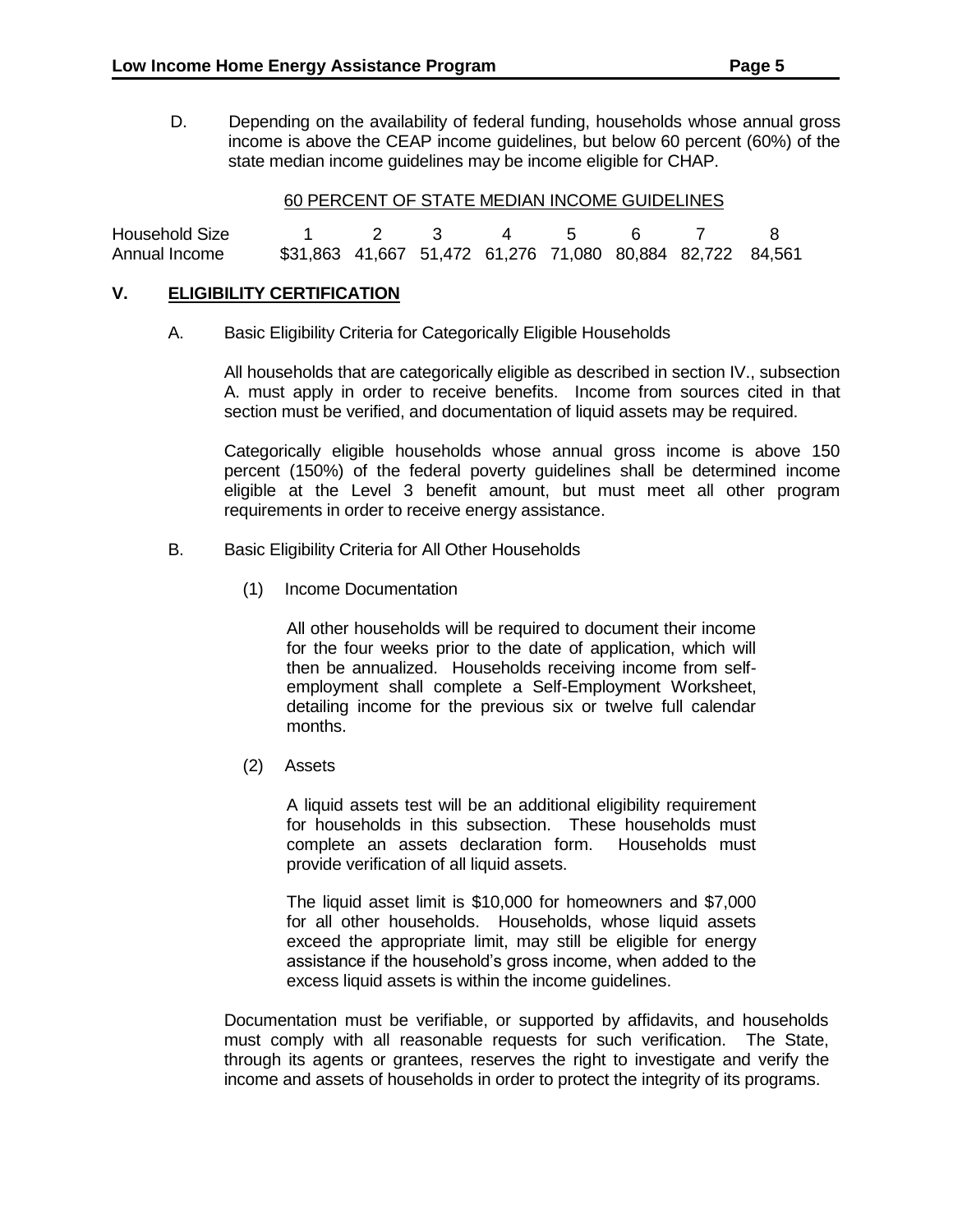D. Depending on the availability of federal funding, households whose annual gross income is above the CEAP income guidelines, but below 60 percent (60%) of the state median income guidelines may be income eligible for CHAP.

<u>60 PERCENT OF STATE MEDIAN INCOME GUIDELINES</u>

| Household Size | 1 | 2 | 3 | 4 | 5 | 6 | 7 | 8 |
|---|---|---|---|---|---|---|---|---|
| Annual Income | $31,863 | 41,667 | 51,472 | 61,276 | 71,080 | 80,884 | 82,722 | 84,561 |

## V. <u>ELIGIBILITY CERTIFICATION</u>

A. Basic Eligibility Criteria for Categorically Eligible Households

All households that are categorically eligible as described in section IV., subsection A. must apply in order to receive benefits. Income from sources cited in that section must be verified, and documentation of liquid assets may be required.

Categorically eligible households whose annual gross income is above 150 percent (150%) of the federal poverty guidelines shall be determined income eligible at the Level 3 benefit amount, but must meet all other program requirements in order to receive energy assistance.

B. Basic Eligibility Criteria for All Other Households

(1) Income Documentation

All other households will be required to document their income for the four weeks prior to the date of application, which will then be annualized. Households receiving income from self-employment shall complete a Self-Employment Worksheet, detailing income for the previous six or twelve full calendar months.

(2) Assets

A liquid assets test will be an additional eligibility requirement for households in this subsection. These households must complete an assets declaration form. Households must provide verification of all liquid assets.

The liquid asset limit is $10,000 for homeowners and $7,000 for all other households. Households, whose liquid assets exceed the appropriate limit, may still be eligible for energy assistance if the household's gross income, when added to the excess liquid assets is within the income guidelines.

Documentation must be verifiable, or supported by affidavits, and households must comply with all reasonable requests for such verification. The State, through its agents or grantees, reserves the right to investigate and verify the income and assets of households in order to protect the integrity of its programs.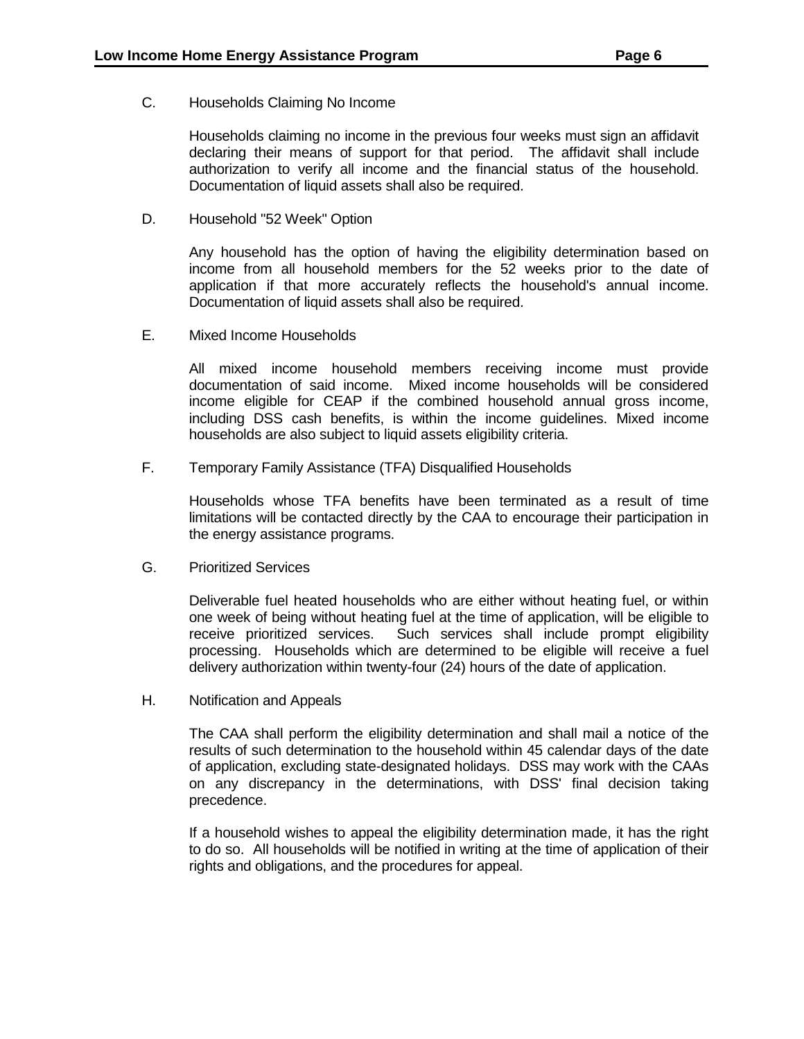C. Households Claiming No Income

Households claiming no income in the previous four weeks must sign an affidavit declaring their means of support for that period. The affidavit shall include authorization to verify all income and the financial status of the household. Documentation of liquid assets shall also be required.

D. Household "52 Week" Option

Any household has the option of having the eligibility determination based on income from all household members for the 52 weeks prior to the date of application if that more accurately reflects the household's annual income. Documentation of liquid assets shall also be required.

E. Mixed Income Households

All mixed income household members receiving income must provide documentation of said income. Mixed income households will be considered income eligible for CEAP if the combined household annual gross income, including DSS cash benefits, is within the income guidelines. Mixed income households are also subject to liquid assets eligibility criteria.

F. Temporary Family Assistance (TFA) Disqualified Households

Households whose TFA benefits have been terminated as a result of time limitations will be contacted directly by the CAA to encourage their participation in the energy assistance programs.

G. Prioritized Services

Deliverable fuel heated households who are either without heating fuel, or within one week of being without heating fuel at the time of application, will be eligible to receive prioritized services. Such services shall include prompt eligibility processing. Households which are determined to be eligible will receive a fuel delivery authorization within twenty-four (24) hours of the date of application.

H. Notification and Appeals

The CAA shall perform the eligibility determination and shall mail a notice of the results of such determination to the household within 45 calendar days of the date of application, excluding state-designated holidays. DSS may work with the CAAs on any discrepancy in the determinations, with DSS' final decision taking precedence.

If a household wishes to appeal the eligibility determination made, it has the right to do so. All households will be notified in writing at the time of application of their rights and obligations, and the procedures for appeal.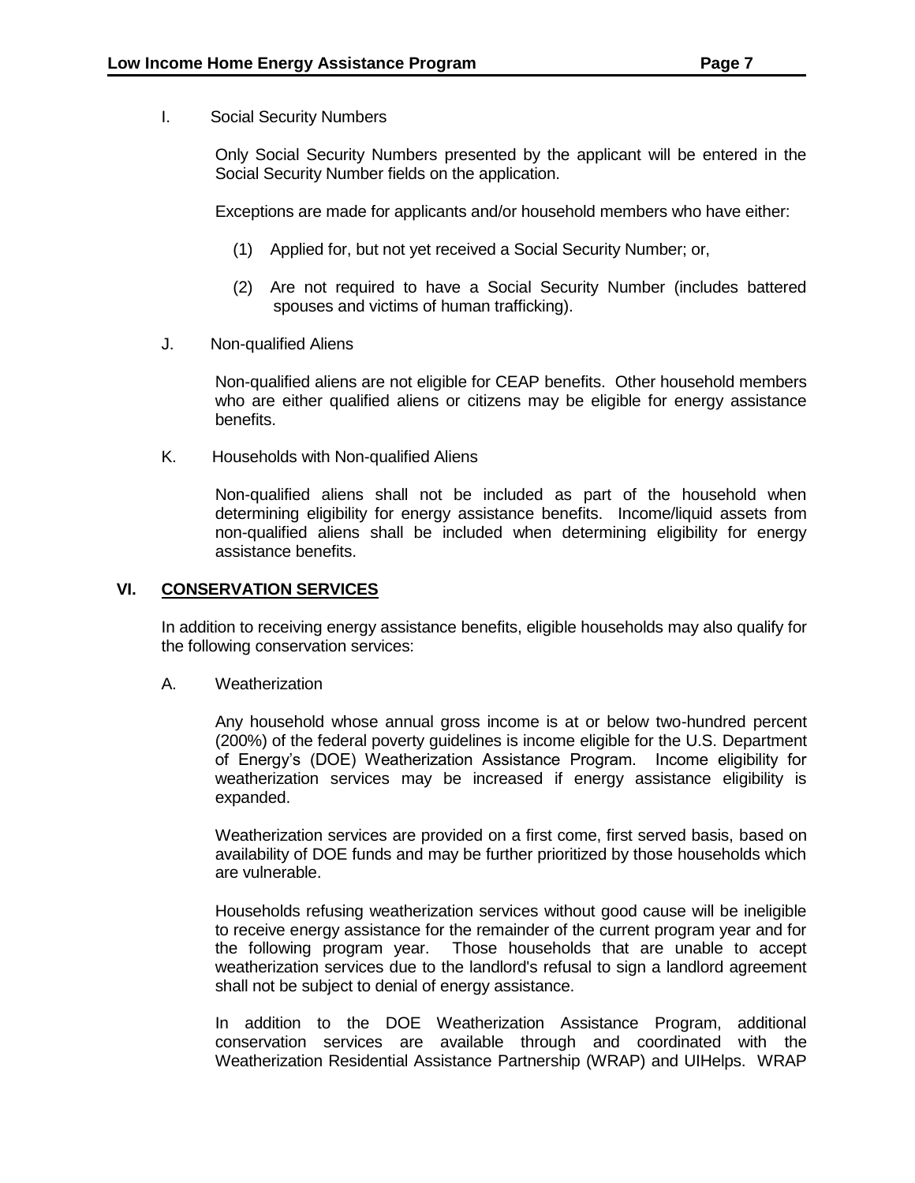I. Social Security Numbers

Only Social Security Numbers presented by the applicant will be entered in the Social Security Number fields on the application.

Exceptions are made for applicants and/or household members who have either:

(1) Applied for, but not yet received a Social Security Number; or,

(2) Are not required to have a Social Security Number (includes battered spouses and victims of human trafficking).

J. Non-qualified Aliens

Non-qualified aliens are not eligible for CEAP benefits. Other household members who are either qualified aliens or citizens may be eligible for energy assistance benefits.

K. Households with Non-qualified Aliens

Non-qualified aliens shall not be included as part of the household when determining eligibility for energy assistance benefits. Income/liquid assets from non-qualified aliens shall be included when determining eligibility for energy assistance benefits.

## VI. CONSERVATION SERVICES

In addition to receiving energy assistance benefits, eligible households may also qualify for the following conservation services:

A. Weatherization

Any household whose annual gross income is at or below two-hundred percent (200%) of the federal poverty guidelines is income eligible for the U.S. Department of Energy's (DOE) Weatherization Assistance Program. Income eligibility for weatherization services may be increased if energy assistance eligibility is expanded.

Weatherization services are provided on a first come, first served basis, based on availability of DOE funds and may be further prioritized by those households which are vulnerable.

Households refusing weatherization services without good cause will be ineligible to receive energy assistance for the remainder of the current program year and for the following program year. Those households that are unable to accept weatherization services due to the landlord's refusal to sign a landlord agreement shall not be subject to denial of energy assistance.

In addition to the DOE Weatherization Assistance Program, additional conservation services are available through and coordinated with the Weatherization Residential Assistance Partnership (WRAP) and UIHelps. WRAP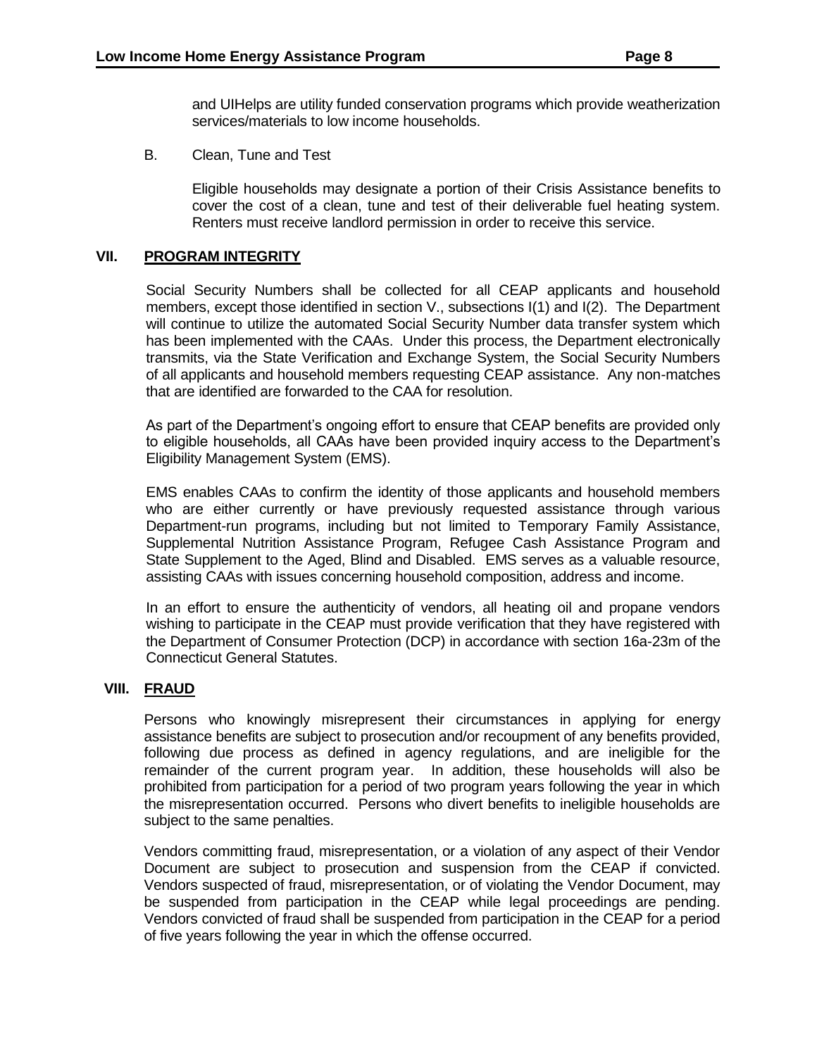and UIHelps are utility funded conservation programs which provide weatherization services/materials to low income households.

B. Clean, Tune and Test

Eligible households may designate a portion of their Crisis Assistance benefits to cover the cost of a clean, tune and test of their deliverable fuel heating system. Renters must receive landlord permission in order to receive this service.

## VII. PROGRAM INTEGRITY

Social Security Numbers shall be collected for all CEAP applicants and household members, except those identified in section V., subsections I(1) and I(2). The Department will continue to utilize the automated Social Security Number data transfer system which has been implemented with the CAAs. Under this process, the Department electronically transmits, via the State Verification and Exchange System, the Social Security Numbers of all applicants and household members requesting CEAP assistance. Any non-matches that are identified are forwarded to the CAA for resolution.

As part of the Department's ongoing effort to ensure that CEAP benefits are provided only to eligible households, all CAAs have been provided inquiry access to the Department's Eligibility Management System (EMS).

EMS enables CAAs to confirm the identity of those applicants and household members who are either currently or have previously requested assistance through various Department-run programs, including but not limited to Temporary Family Assistance, Supplemental Nutrition Assistance Program, Refugee Cash Assistance Program and State Supplement to the Aged, Blind and Disabled. EMS serves as a valuable resource, assisting CAAs with issues concerning household composition, address and income.

In an effort to ensure the authenticity of vendors, all heating oil and propane vendors wishing to participate in the CEAP must provide verification that they have registered with the Department of Consumer Protection (DCP) in accordance with section 16a-23m of the Connecticut General Statutes.

## VIII. FRAUD

Persons who knowingly misrepresent their circumstances in applying for energy assistance benefits are subject to prosecution and/or recoupment of any benefits provided, following due process as defined in agency regulations, and are ineligible for the remainder of the current program year. In addition, these households will also be prohibited from participation for a period of two program years following the year in which the misrepresentation occurred. Persons who divert benefits to ineligible households are subject to the same penalties.

Vendors committing fraud, misrepresentation, or a violation of any aspect of their Vendor Document are subject to prosecution and suspension from the CEAP if convicted. Vendors suspected of fraud, misrepresentation, or of violating the Vendor Document, may be suspended from participation in the CEAP while legal proceedings are pending. Vendors convicted of fraud shall be suspended from participation in the CEAP for a period of five years following the year in which the offense occurred.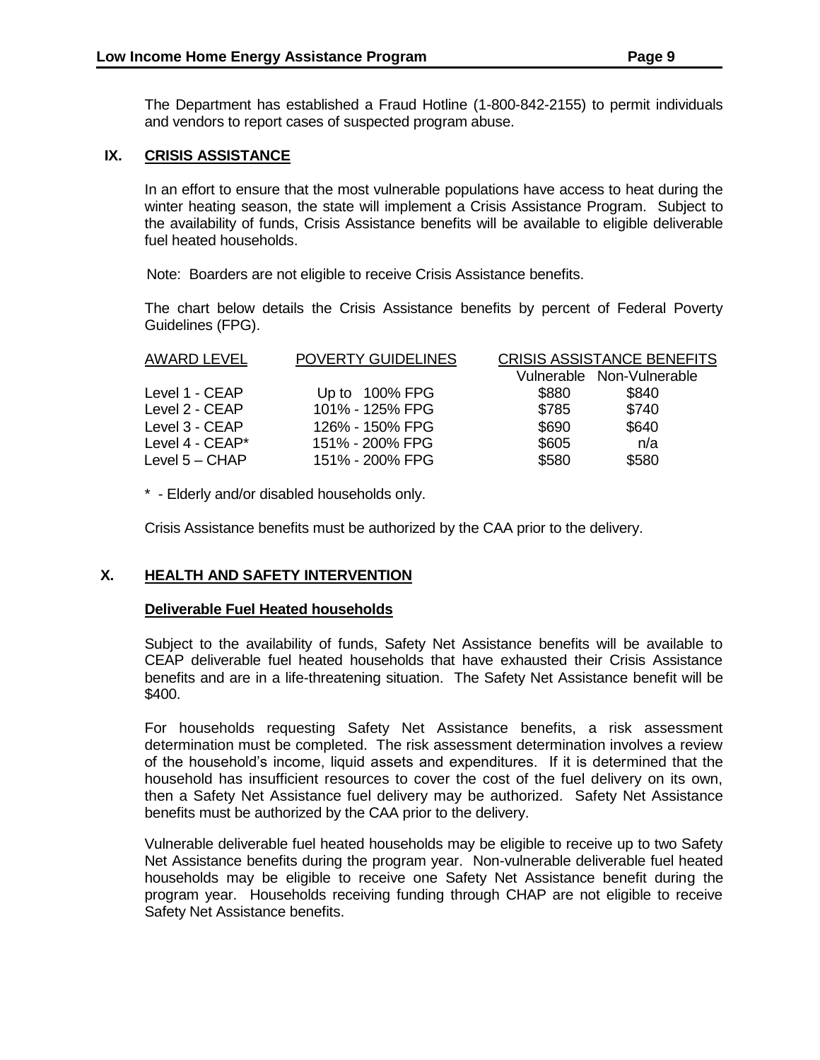The Department has established a Fraud Hotline (1-800-842-2155) to permit individuals and vendors to report cases of suspected program abuse.

## IX. CRISIS ASSISTANCE

In an effort to ensure that the most vulnerable populations have access to heat during the winter heating season, the state will implement a Crisis Assistance Program. Subject to the availability of funds, Crisis Assistance benefits will be available to eligible deliverable fuel heated households.

Note: Boarders are not eligible to receive Crisis Assistance benefits.

The chart below details the Crisis Assistance benefits by percent of Federal Poverty Guidelines (FPG).

| AWARD LEVEL | POVERTY GUIDELINES | CRISIS ASSISTANCE BENEFITS | |
|---|---|---|---|
| | | Vulnerable | Non-Vulnerable |
| Level 1 - CEAP | Up to 100% FPG | $880 | $840 |
| Level 2 - CEAP | 101% - 125% FPG | $785 | $740 |
| Level 3 - CEAP | 126% - 150% FPG | $690 | $640 |
| Level 4 - CEAP* | 151% - 200% FPG | $605 | n/a |
| Level 5 – CHAP | 151% - 200% FPG | $580 | $580 |

* - Elderly and/or disabled households only.

Crisis Assistance benefits must be authorized by the CAA prior to the delivery.

## X. HEALTH AND SAFETY INTERVENTION

### Deliverable Fuel Heated households

Subject to the availability of funds, Safety Net Assistance benefits will be available to CEAP deliverable fuel heated households that have exhausted their Crisis Assistance benefits and are in a life-threatening situation. The Safety Net Assistance benefit will be $400.

For households requesting Safety Net Assistance benefits, a risk assessment determination must be completed. The risk assessment determination involves a review of the household's income, liquid assets and expenditures. If it is determined that the household has insufficient resources to cover the cost of the fuel delivery on its own, then a Safety Net Assistance fuel delivery may be authorized. Safety Net Assistance benefits must be authorized by the CAA prior to the delivery.

Vulnerable deliverable fuel heated households may be eligible to receive up to two Safety Net Assistance benefits during the program year. Non-vulnerable deliverable fuel heated households may be eligible to receive one Safety Net Assistance benefit during the program year. Households receiving funding through CHAP are not eligible to receive Safety Net Assistance benefits.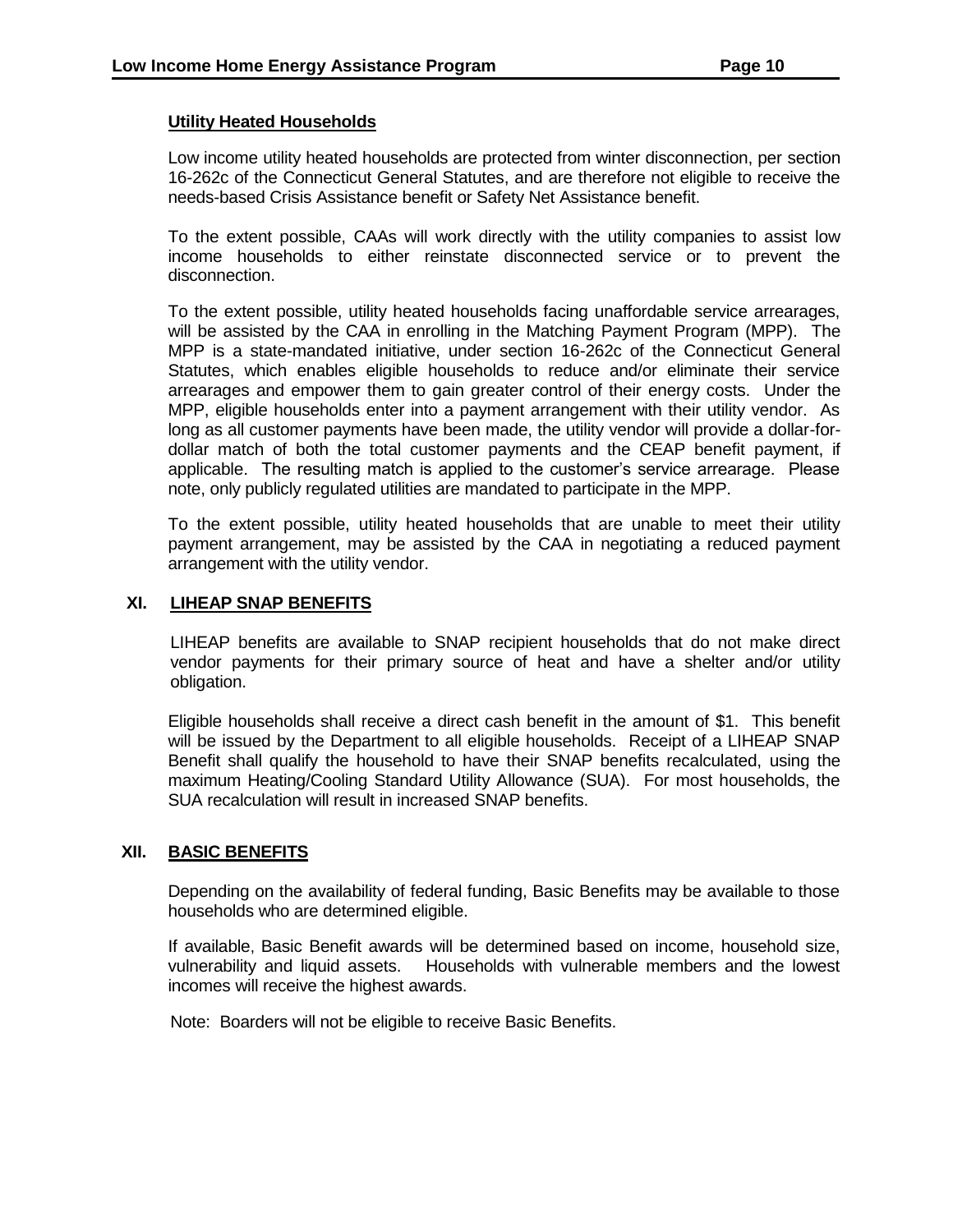### Utility Heated Households

Low income utility heated households are protected from winter disconnection, per section 16-262c of the Connecticut General Statutes, and are therefore not eligible to receive the needs-based Crisis Assistance benefit or Safety Net Assistance benefit.

To the extent possible, CAAs will work directly with the utility companies to assist low income households to either reinstate disconnected service or to prevent the disconnection.

To the extent possible, utility heated households facing unaffordable service arrearages, will be assisted by the CAA in enrolling in the Matching Payment Program (MPP). The MPP is a state-mandated initiative, under section 16-262c of the Connecticut General Statutes, which enables eligible households to reduce and/or eliminate their service arrearages and empower them to gain greater control of their energy costs. Under the MPP, eligible households enter into a payment arrangement with their utility vendor. As long as all customer payments have been made, the utility vendor will provide a dollar-for-dollar match of both the total customer payments and the CEAP benefit payment, if applicable. The resulting match is applied to the customer's service arrearage. Please note, only publicly regulated utilities are mandated to participate in the MPP.

To the extent possible, utility heated households that are unable to meet their utility payment arrangement, may be assisted by the CAA in negotiating a reduced payment arrangement with the utility vendor.

## XI. LIHEAP SNAP BENEFITS

LIHEAP benefits are available to SNAP recipient households that do not make direct vendor payments for their primary source of heat and have a shelter and/or utility obligation.

Eligible households shall receive a direct cash benefit in the amount of $1. This benefit will be issued by the Department to all eligible households. Receipt of a LIHEAP SNAP Benefit shall qualify the household to have their SNAP benefits recalculated, using the maximum Heating/Cooling Standard Utility Allowance (SUA). For most households, the SUA recalculation will result in increased SNAP benefits.

## XII. BASIC BENEFITS

Depending on the availability of federal funding, Basic Benefits may be available to those households who are determined eligible.

If available, Basic Benefit awards will be determined based on income, household size, vulnerability and liquid assets. Households with vulnerable members and the lowest incomes will receive the highest awards.

Note: Boarders will not be eligible to receive Basic Benefits.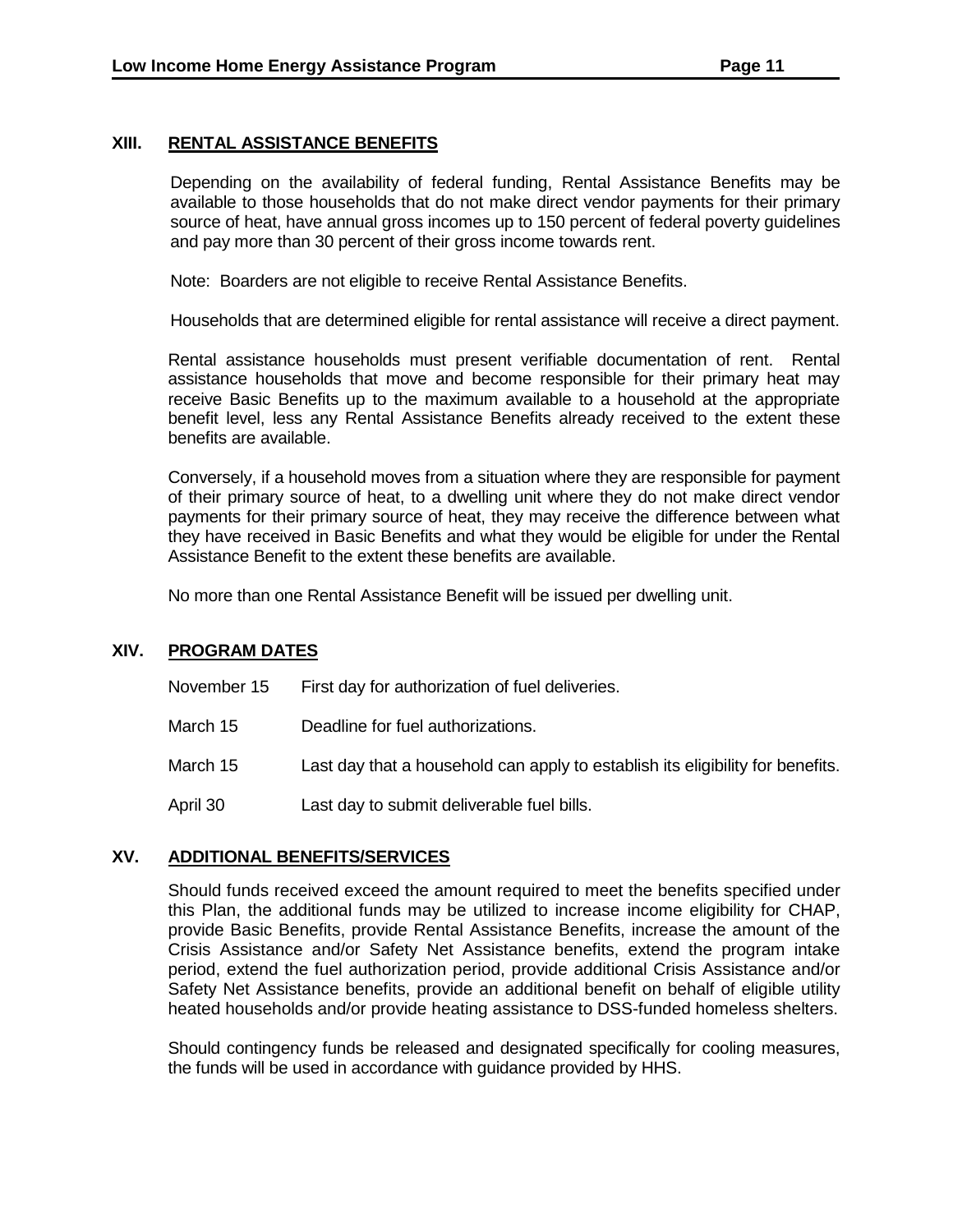## XIII. RENTAL ASSISTANCE BENEFITS

Depending on the availability of federal funding, Rental Assistance Benefits may be available to those households that do not make direct vendor payments for their primary source of heat, have annual gross incomes up to 150 percent of federal poverty guidelines and pay more than 30 percent of their gross income towards rent.

Note: Boarders are not eligible to receive Rental Assistance Benefits.

Households that are determined eligible for rental assistance will receive a direct payment.

Rental assistance households must present verifiable documentation of rent. Rental assistance households that move and become responsible for their primary heat may receive Basic Benefits up to the maximum available to a household at the appropriate benefit level, less any Rental Assistance Benefits already received to the extent these benefits are available.

Conversely, if a household moves from a situation where they are responsible for payment of their primary source of heat, to a dwelling unit where they do not make direct vendor payments for their primary source of heat, they may receive the difference between what they have received in Basic Benefits and what they would be eligible for under the Rental Assistance Benefit to the extent these benefits are available.

No more than one Rental Assistance Benefit will be issued per dwelling unit.

## XIV. PROGRAM DATES

| | |
|---|---|
| November 15 | First day for authorization of fuel deliveries. |
| March 15 | Deadline for fuel authorizations. |
| March 15 | Last day that a household can apply to establish its eligibility for benefits. |
| April 30 | Last day to submit deliverable fuel bills. |

## XV. ADDITIONAL BENEFITS/SERVICES

Should funds received exceed the amount required to meet the benefits specified under this Plan, the additional funds may be utilized to increase income eligibility for CHAP, provide Basic Benefits, provide Rental Assistance Benefits, increase the amount of the Crisis Assistance and/or Safety Net Assistance benefits, extend the program intake period, extend the fuel authorization period, provide additional Crisis Assistance and/or Safety Net Assistance benefits, provide an additional benefit on behalf of eligible utility heated households and/or provide heating assistance to DSS-funded homeless shelters.

Should contingency funds be released and designated specifically for cooling measures, the funds will be used in accordance with guidance provided by HHS.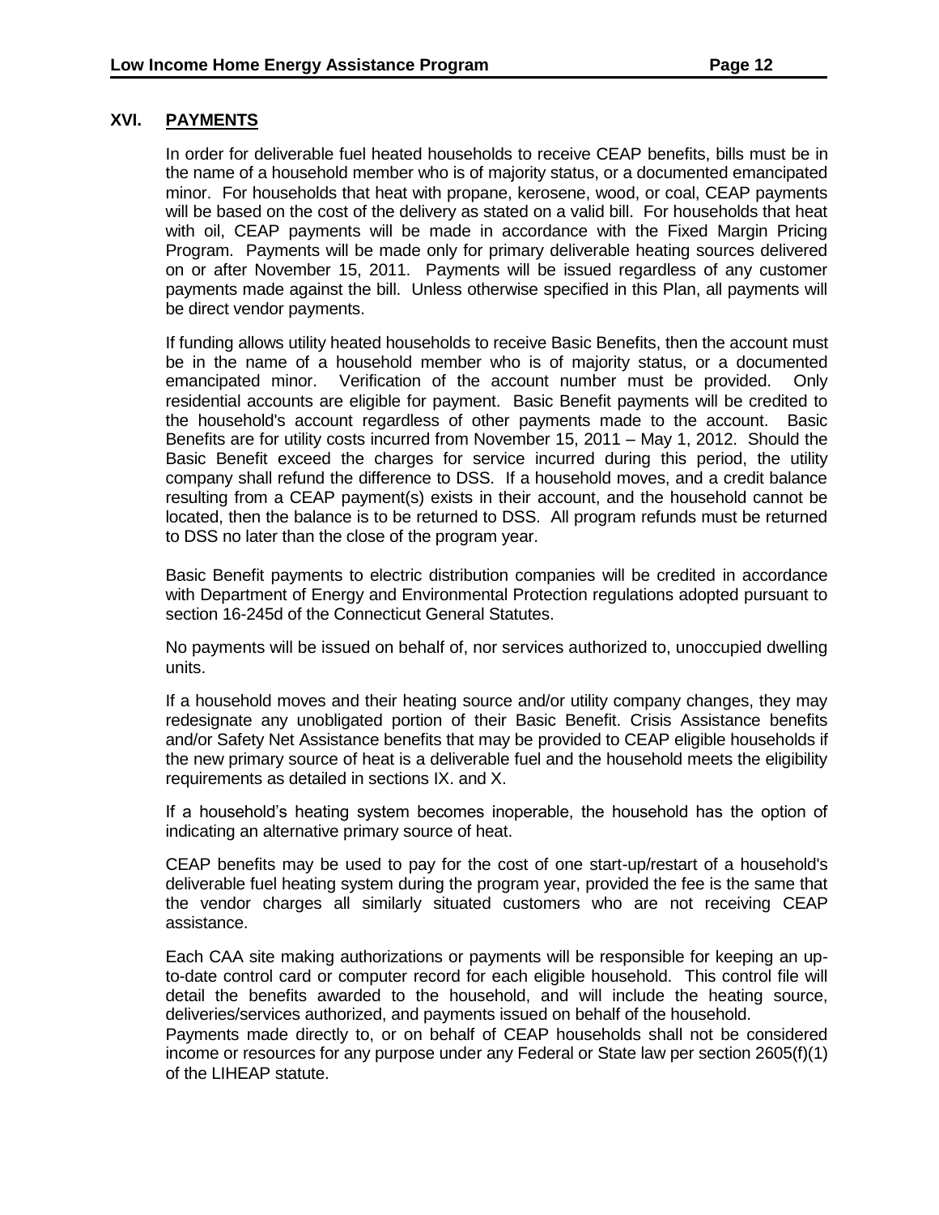## XVI. PAYMENTS

In order for deliverable fuel heated households to receive CEAP benefits, bills must be in the name of a household member who is of majority status, or a documented emancipated minor. For households that heat with propane, kerosene, wood, or coal, CEAP payments will be based on the cost of the delivery as stated on a valid bill. For households that heat with oil, CEAP payments will be made in accordance with the Fixed Margin Pricing Program. Payments will be made only for primary deliverable heating sources delivered on or after November 15, 2011. Payments will be issued regardless of any customer payments made against the bill. Unless otherwise specified in this Plan, all payments will be direct vendor payments.

If funding allows utility heated households to receive Basic Benefits, then the account must be in the name of a household member who is of majority status, or a documented emancipated minor. Verification of the account number must be provided. Only residential accounts are eligible for payment. Basic Benefit payments will be credited to the household's account regardless of other payments made to the account. Basic Benefits are for utility costs incurred from November 15, 2011 – May 1, 2012. Should the Basic Benefit exceed the charges for service incurred during this period, the utility company shall refund the difference to DSS. If a household moves, and a credit balance resulting from a CEAP payment(s) exists in their account, and the household cannot be located, then the balance is to be returned to DSS. All program refunds must be returned to DSS no later than the close of the program year.

Basic Benefit payments to electric distribution companies will be credited in accordance with Department of Energy and Environmental Protection regulations adopted pursuant to section 16-245d of the Connecticut General Statutes.

No payments will be issued on behalf of, nor services authorized to, unoccupied dwelling units.

If a household moves and their heating source and/or utility company changes, they may redesignate any unobligated portion of their Basic Benefit. Crisis Assistance benefits and/or Safety Net Assistance benefits that may be provided to CEAP eligible households if the new primary source of heat is a deliverable fuel and the household meets the eligibility requirements as detailed in sections IX. and X.

If a household's heating system becomes inoperable, the household has the option of indicating an alternative primary source of heat.

CEAP benefits may be used to pay for the cost of one start-up/restart of a household's deliverable fuel heating system during the program year, provided the fee is the same that the vendor charges all similarly situated customers who are not receiving CEAP assistance.

Each CAA site making authorizations or payments will be responsible for keeping an up-to-date control card or computer record for each eligible household. This control file will detail the benefits awarded to the household, and will include the heating source, deliveries/services authorized, and payments issued on behalf of the household.

Payments made directly to, or on behalf of CEAP households shall not be considered income or resources for any purpose under any Federal or State law per section 2605(f)(1) of the LIHEAP statute.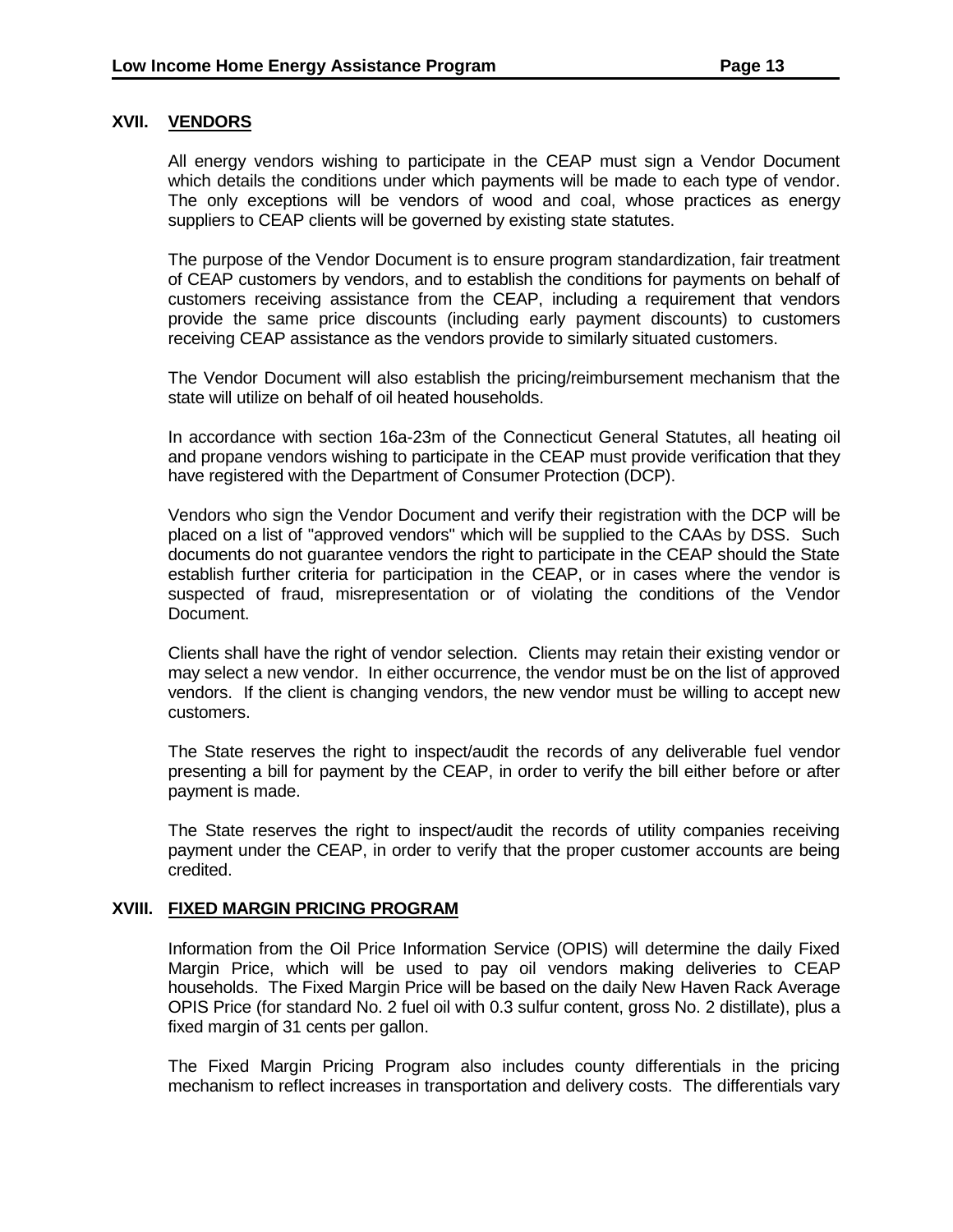## XVII. VENDORS

All energy vendors wishing to participate in the CEAP must sign a Vendor Document which details the conditions under which payments will be made to each type of vendor. The only exceptions will be vendors of wood and coal, whose practices as energy suppliers to CEAP clients will be governed by existing state statutes.

The purpose of the Vendor Document is to ensure program standardization, fair treatment of CEAP customers by vendors, and to establish the conditions for payments on behalf of customers receiving assistance from the CEAP, including a requirement that vendors provide the same price discounts (including early payment discounts) to customers receiving CEAP assistance as the vendors provide to similarly situated customers.

The Vendor Document will also establish the pricing/reimbursement mechanism that the state will utilize on behalf of oil heated households.

In accordance with section 16a-23m of the Connecticut General Statutes, all heating oil and propane vendors wishing to participate in the CEAP must provide verification that they have registered with the Department of Consumer Protection (DCP).

Vendors who sign the Vendor Document and verify their registration with the DCP will be placed on a list of "approved vendors" which will be supplied to the CAAs by DSS. Such documents do not guarantee vendors the right to participate in the CEAP should the State establish further criteria for participation in the CEAP, or in cases where the vendor is suspected of fraud, misrepresentation or of violating the conditions of the Vendor Document.

Clients shall have the right of vendor selection. Clients may retain their existing vendor or may select a new vendor. In either occurrence, the vendor must be on the list of approved vendors. If the client is changing vendors, the new vendor must be willing to accept new customers.

The State reserves the right to inspect/audit the records of any deliverable fuel vendor presenting a bill for payment by the CEAP, in order to verify the bill either before or after payment is made.

The State reserves the right to inspect/audit the records of utility companies receiving payment under the CEAP, in order to verify that the proper customer accounts are being credited.

## XVIII. FIXED MARGIN PRICING PROGRAM

Information from the Oil Price Information Service (OPIS) will determine the daily Fixed Margin Price, which will be used to pay oil vendors making deliveries to CEAP households. The Fixed Margin Price will be based on the daily New Haven Rack Average OPIS Price (for standard No. 2 fuel oil with 0.3 sulfur content, gross No. 2 distillate), plus a fixed margin of 31 cents per gallon.

The Fixed Margin Pricing Program also includes county differentials in the pricing mechanism to reflect increases in transportation and delivery costs. The differentials vary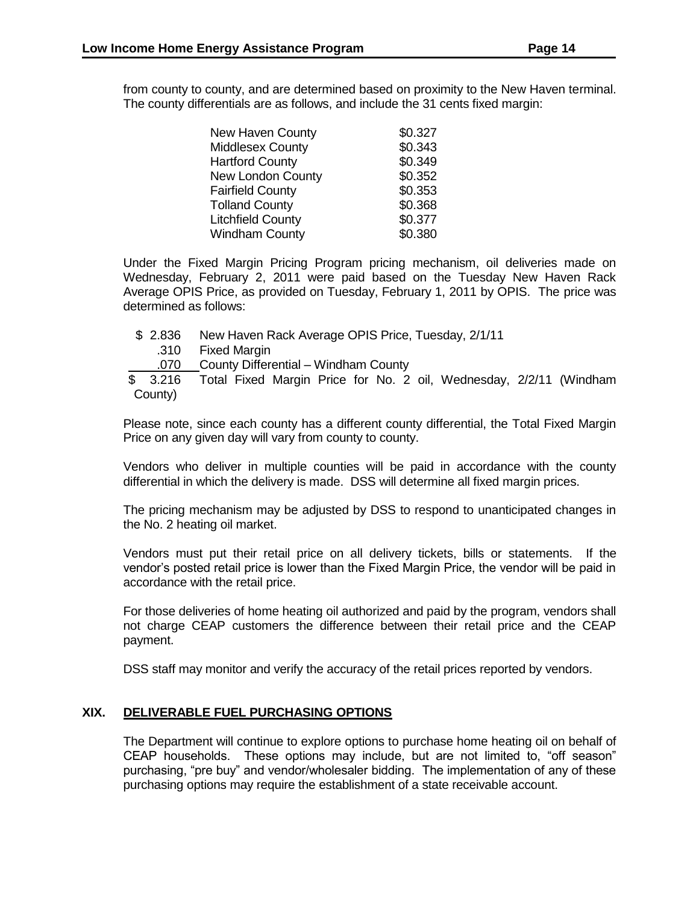from county to county, and are determined based on proximity to the New Haven terminal. The county differentials are as follows, and include the 31 cents fixed margin:

| | |
|---|---|
| New Haven County | \$0.327 |
| Middlesex County | \$0.343 |
| Hartford County | \$0.349 |
| New London County | \$0.352 |
| Fairfield County | \$0.353 |
| Tolland County | \$0.368 |
| Litchfield County | \$0.377 |
| Windham County | \$0.380 |

Under the Fixed Margin Pricing Program pricing mechanism, oil deliveries made on Wednesday, February 2, 2011 were paid based on the Tuesday New Haven Rack Average OPIS Price, as provided on Tuesday, February 1, 2011 by OPIS. The price was determined as follows:

| | |
|---|---|
| \$ 2.836 | New Haven Rack Average OPIS Price, Tuesday, 2/1/11 |
| .310 | Fixed Margin |
| .070 | County Differential – Windham County |
| \$ 3.216 | Total Fixed Margin Price for No. 2 oil, Wednesday, 2/2/11 (Windham County) |

Please note, since each county has a different county differential, the Total Fixed Margin Price on any given day will vary from county to county.

Vendors who deliver in multiple counties will be paid in accordance with the county differential in which the delivery is made. DSS will determine all fixed margin prices.

The pricing mechanism may be adjusted by DSS to respond to unanticipated changes in the No. 2 heating oil market.

Vendors must put their retail price on all delivery tickets, bills or statements. If the vendor's posted retail price is lower than the Fixed Margin Price, the vendor will be paid in accordance with the retail price.

For those deliveries of home heating oil authorized and paid by the program, vendors shall not charge CEAP customers the difference between their retail price and the CEAP payment.

DSS staff may monitor and verify the accuracy of the retail prices reported by vendors.

## XIX. DELIVERABLE FUEL PURCHASING OPTIONS

The Department will continue to explore options to purchase home heating oil on behalf of CEAP households. These options may include, but are not limited to, "off season" purchasing, "pre buy" and vendor/wholesaler bidding. The implementation of any of these purchasing options may require the establishment of a state receivable account.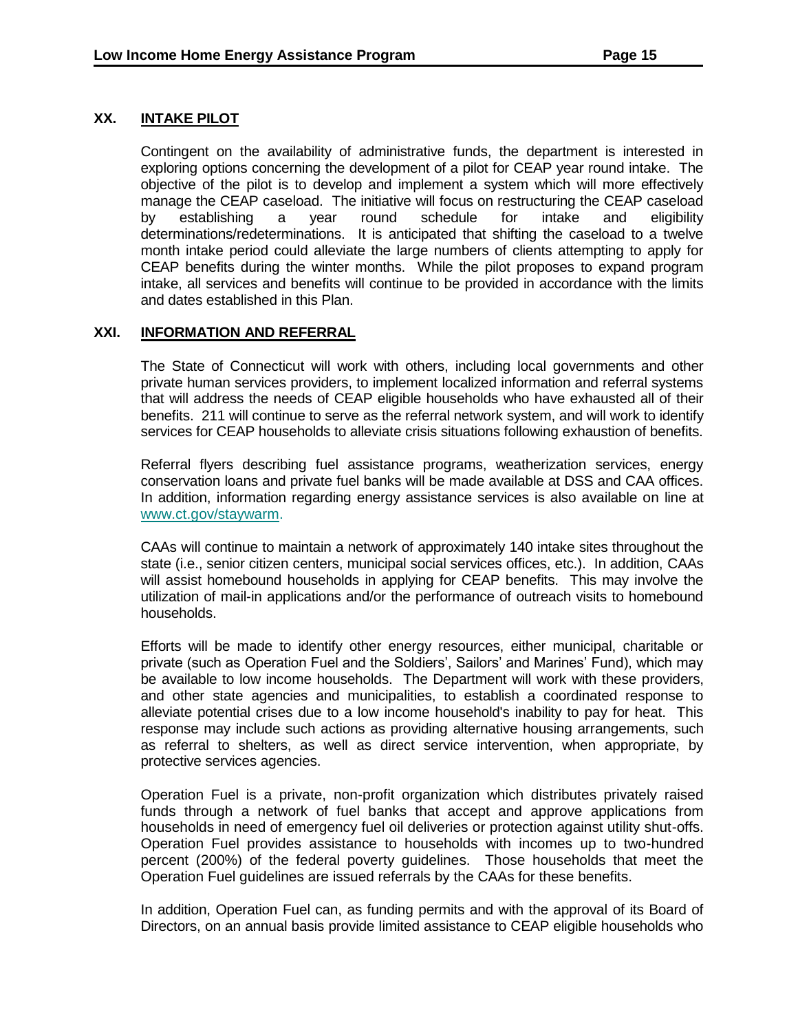## XX. INTAKE PILOT

Contingent on the availability of administrative funds, the department is interested in exploring options concerning the development of a pilot for CEAP year round intake. The objective of the pilot is to develop and implement a system which will more effectively manage the CEAP caseload. The initiative will focus on restructuring the CEAP caseload by establishing a year round schedule for intake and eligibility determinations/redeterminations. It is anticipated that shifting the caseload to a twelve month intake period could alleviate the large numbers of clients attempting to apply for CEAP benefits during the winter months. While the pilot proposes to expand program intake, all services and benefits will continue to be provided in accordance with the limits and dates established in this Plan.

## XXI. INFORMATION AND REFERRAL

The State of Connecticut will work with others, including local governments and other private human services providers, to implement localized information and referral systems that will address the needs of CEAP eligible households who have exhausted all of their benefits. 211 will continue to serve as the referral network system, and will work to identify services for CEAP households to alleviate crisis situations following exhaustion of benefits.

Referral flyers describing fuel assistance programs, weatherization services, energy conservation loans and private fuel banks will be made available at DSS and CAA offices. In addition, information regarding energy assistance services is also available on line at www.ct.gov/staywarm.

CAAs will continue to maintain a network of approximately 140 intake sites throughout the state (i.e., senior citizen centers, municipal social services offices, etc.). In addition, CAAs will assist homebound households in applying for CEAP benefits. This may involve the utilization of mail-in applications and/or the performance of outreach visits to homebound households.

Efforts will be made to identify other energy resources, either municipal, charitable or private (such as Operation Fuel and the Soldiers', Sailors' and Marines' Fund), which may be available to low income households. The Department will work with these providers, and other state agencies and municipalities, to establish a coordinated response to alleviate potential crises due to a low income household's inability to pay for heat. This response may include such actions as providing alternative housing arrangements, such as referral to shelters, as well as direct service intervention, when appropriate, by protective services agencies.

Operation Fuel is a private, non-profit organization which distributes privately raised funds through a network of fuel banks that accept and approve applications from households in need of emergency fuel oil deliveries or protection against utility shut-offs. Operation Fuel provides assistance to households with incomes up to two-hundred percent (200%) of the federal poverty guidelines. Those households that meet the Operation Fuel guidelines are issued referrals by the CAAs for these benefits.

In addition, Operation Fuel can, as funding permits and with the approval of its Board of Directors, on an annual basis provide limited assistance to CEAP eligible households who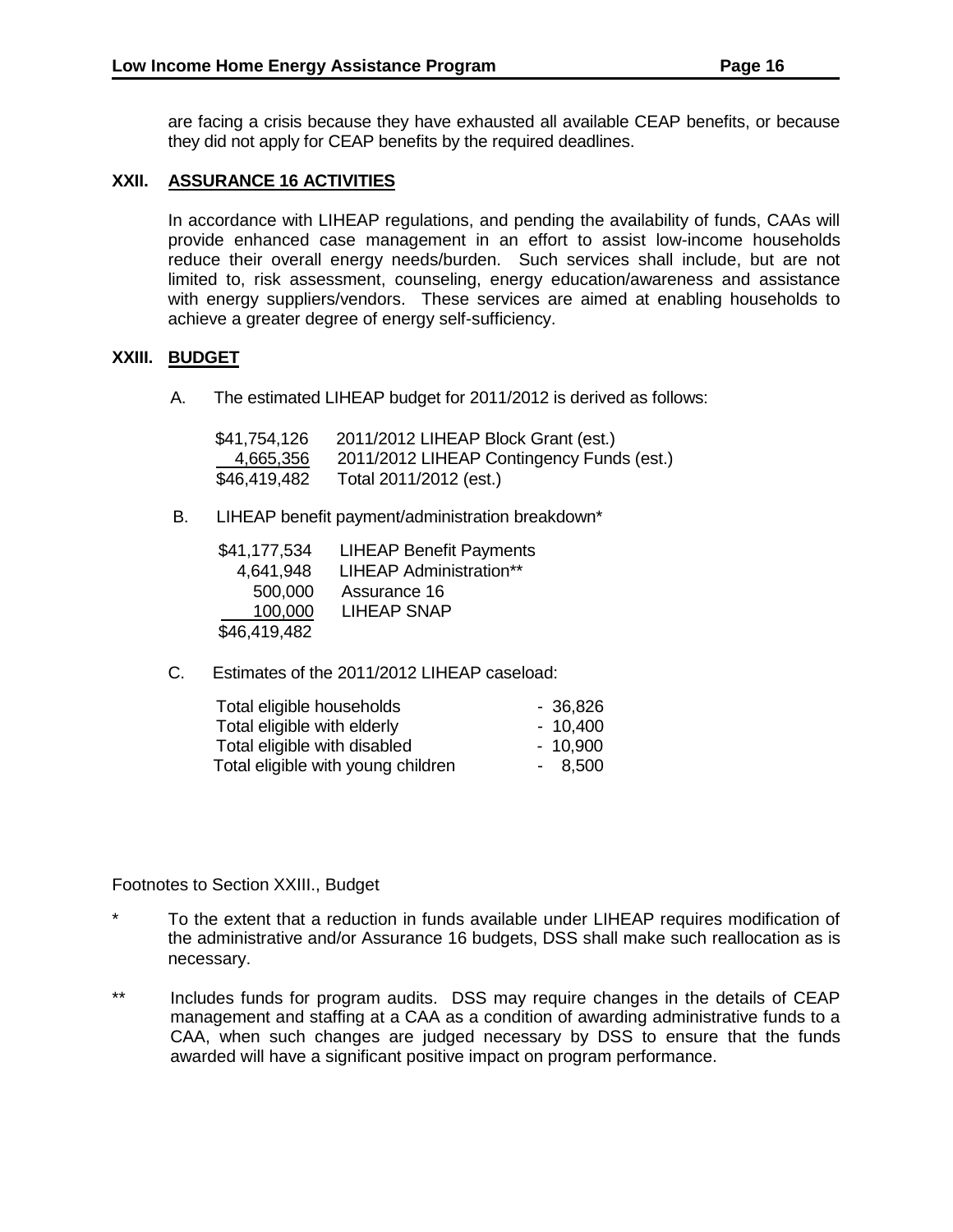are facing a crisis because they have exhausted all available CEAP benefits, or because they did not apply for CEAP benefits by the required deadlines.

## XXII. ASSURANCE 16 ACTIVITIES

In accordance with LIHEAP regulations, and pending the availability of funds, CAAs will provide enhanced case management in an effort to assist low-income households reduce their overall energy needs/burden. Such services shall include, but are not limited to, risk assessment, counseling, energy education/awareness and assistance with energy suppliers/vendors. These services are aimed at enabling households to achieve a greater degree of energy self-sufficiency.

## XXIII. BUDGET

A. The estimated LIHEAP budget for 2011/2012 is derived as follows:

| | |
|---|---|
| $41,754,126 | 2011/2012 LIHEAP Block Grant (est.) |
| 4,665,356 | 2011/2012 LIHEAP Contingency Funds (est.) |
| $46,419,482 | Total 2011/2012 (est.) |

B. LIHEAP benefit payment/administration breakdown*

| | |
|---|---|
| $41,177,534 | LIHEAP Benefit Payments |
| 4,641,948 | LIHEAP Administration** |
| 500,000 | Assurance 16 |
| 100,000 | LIHEAP SNAP |
| $46,419,482 | |

C. Estimates of the 2011/2012 LIHEAP caseload:

| | |
|---|---|
| Total eligible households | - 36,826 |
| Total eligible with elderly | - 10,400 |
| Total eligible with disabled | - 10,900 |
| Total eligible with young children | - 8,500 |

Footnotes to Section XXIII., Budget

\* To the extent that a reduction in funds available under LIHEAP requires modification of the administrative and/or Assurance 16 budgets, DSS shall make such reallocation as is necessary.

\*\* Includes funds for program audits. DSS may require changes in the details of CEAP management and staffing at a CAA as a condition of awarding administrative funds to a CAA, when such changes are judged necessary by DSS to ensure that the funds awarded will have a significant positive impact on program performance.